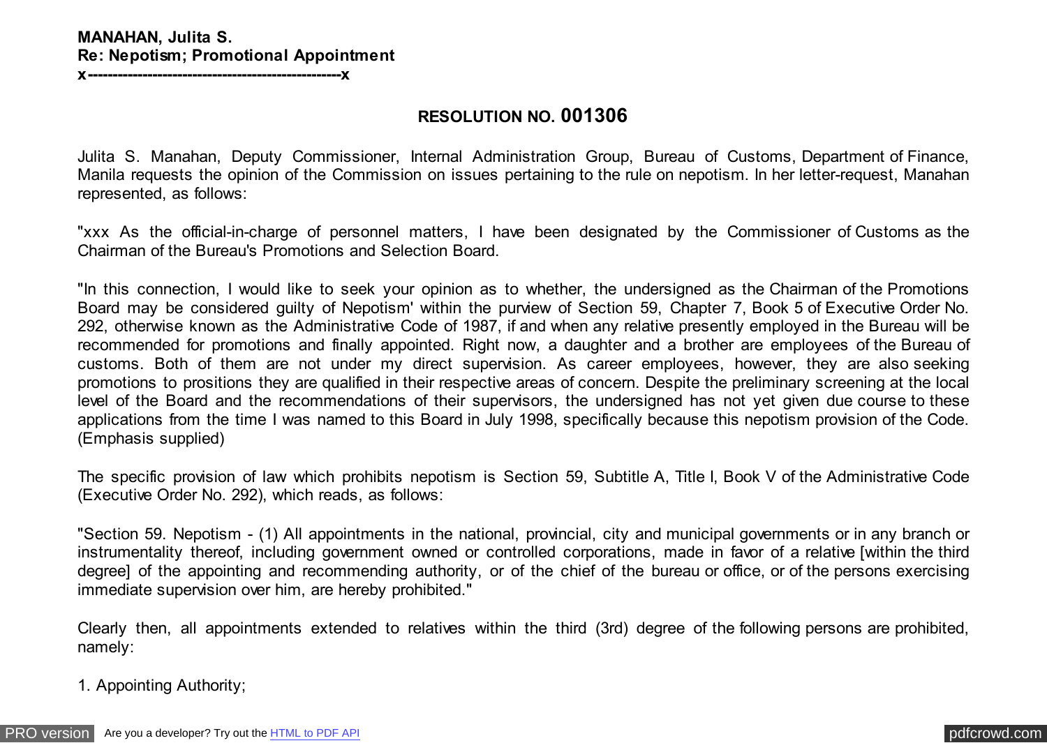**MANAHAN, Julita S.**
**Re: Nepotism; Promotional Appointment**
**x-------------------------------------------------x**

## RESOLUTION NO. 001306

Julita S. Manahan, Deputy Commissioner, Internal Administration Group, Bureau of Customs, Department of Finance, Manila requests the opinion of the Commission on issues pertaining to the rule on nepotism. In her letter-request, Manahan represented, as follows:

"xxx As the official-in-charge of personnel matters, I have been designated by the Commissioner of Customs as the Chairman of the Bureau's Promotions and Selection Board.

"In this connection, I would like to seek your opinion as to whether, the undersigned as the Chairman of the Promotions Board may be considered guilty of Nepotism' within the purview of Section 59, Chapter 7, Book 5 of Executive Order No. 292, otherwise known as the Administrative Code of 1987, if and when any relative presently employed in the Bureau will be recommended for promotions and finally appointed. Right now, a daughter and a brother are employees of the Bureau of customs. Both of them are not under my direct supervision. As career employees, however, they are also seeking promotions to prositions they are qualified in their respective areas of concern. Despite the preliminary screening at the local level of the Board and the recommendations of their supervisors, the undersigned has not yet given due course to these applications from the time I was named to this Board in July 1998, specifically because this nepotism provision of the Code. (Emphasis supplied)

The specific provision of law which prohibits nepotism is Section 59, Subtitle A, Title I, Book V of the Administrative Code (Executive Order No. 292), which reads, as follows:

"Section 59. Nepotism - (1) All appointments in the national, provincial, city and municipal governments or in any branch or instrumentality thereof, including government owned or controlled corporations, made in favor of a relative [within the third degree] of the appointing and recommending authority, or of the chief of the bureau or office, or of the persons exercising immediate supervision over him, are hereby prohibited."

Clearly then, all appointments extended to relatives within the third (3rd) degree of the following persons are prohibited, namely:

1. Appointing Authority;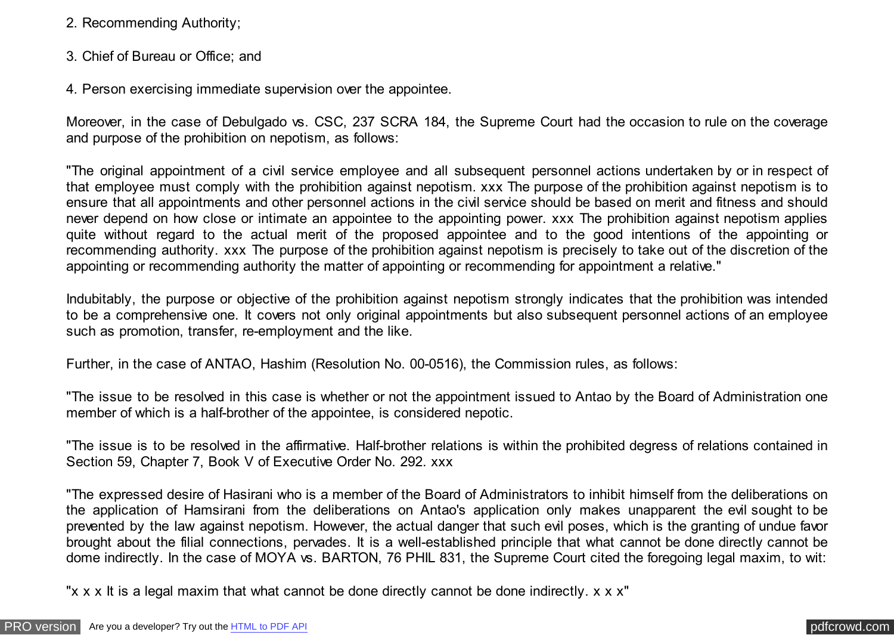2. Recommending Authority;

3. Chief of Bureau or Office; and

4. Person exercising immediate supervision over the appointee.

Moreover, in the case of Debulgado vs. CSC, 237 SCRA 184, the Supreme Court had the occasion to rule on the coverage and purpose of the prohibition on nepotism, as follows:

"The original appointment of a civil service employee and all subsequent personnel actions undertaken by or in respect of that employee must comply with the prohibition against nepotism. xxx The purpose of the prohibition against nepotism is to ensure that all appointments and other personnel actions in the civil service should be based on merit and fitness and should never depend on how close or intimate an appointee to the appointing power. xxx The prohibition against nepotism applies quite without regard to the actual merit of the proposed appointee and to the good intentions of the appointing or recommending authority. xxx The purpose of the prohibition against nepotism is precisely to take out of the discretion of the appointing or recommending authority the matter of appointing or recommending for appointment a relative."

Indubitably, the purpose or objective of the prohibition against nepotism strongly indicates that the prohibition was intended to be a comprehensive one. It covers not only original appointments but also subsequent personnel actions of an employee such as promotion, transfer, re-employment and the like.

Further, in the case of ANTAO, Hashim (Resolution No. 00-0516), the Commission rules, as follows:

"The issue to be resolved in this case is whether or not the appointment issued to Antao by the Board of Administration one member of which is a half-brother of the appointee, is considered nepotic.

"The issue is to be resolved in the affirmative. Half-brother relations is within the prohibited degress of relations contained in Section 59, Chapter 7, Book V of Executive Order No. 292. xxx

"The expressed desire of Hasirani who is a member of the Board of Administrators to inhibit himself from the deliberations on the application of Hamsirani from the deliberations on Antao's application only makes unapparent the evil sought to be prevented by the law against nepotism. However, the actual danger that such evil poses, which is the granting of undue favor brought about the filial connections, pervades. It is a well-established principle that what cannot be done directly cannot be dome indirectly. In the case of MOYA vs. BARTON, 76 PHIL 831, the Supreme Court cited the foregoing legal maxim, to wit:

"x x x It is a legal maxim that what cannot be done directly cannot be done indirectly. x x x"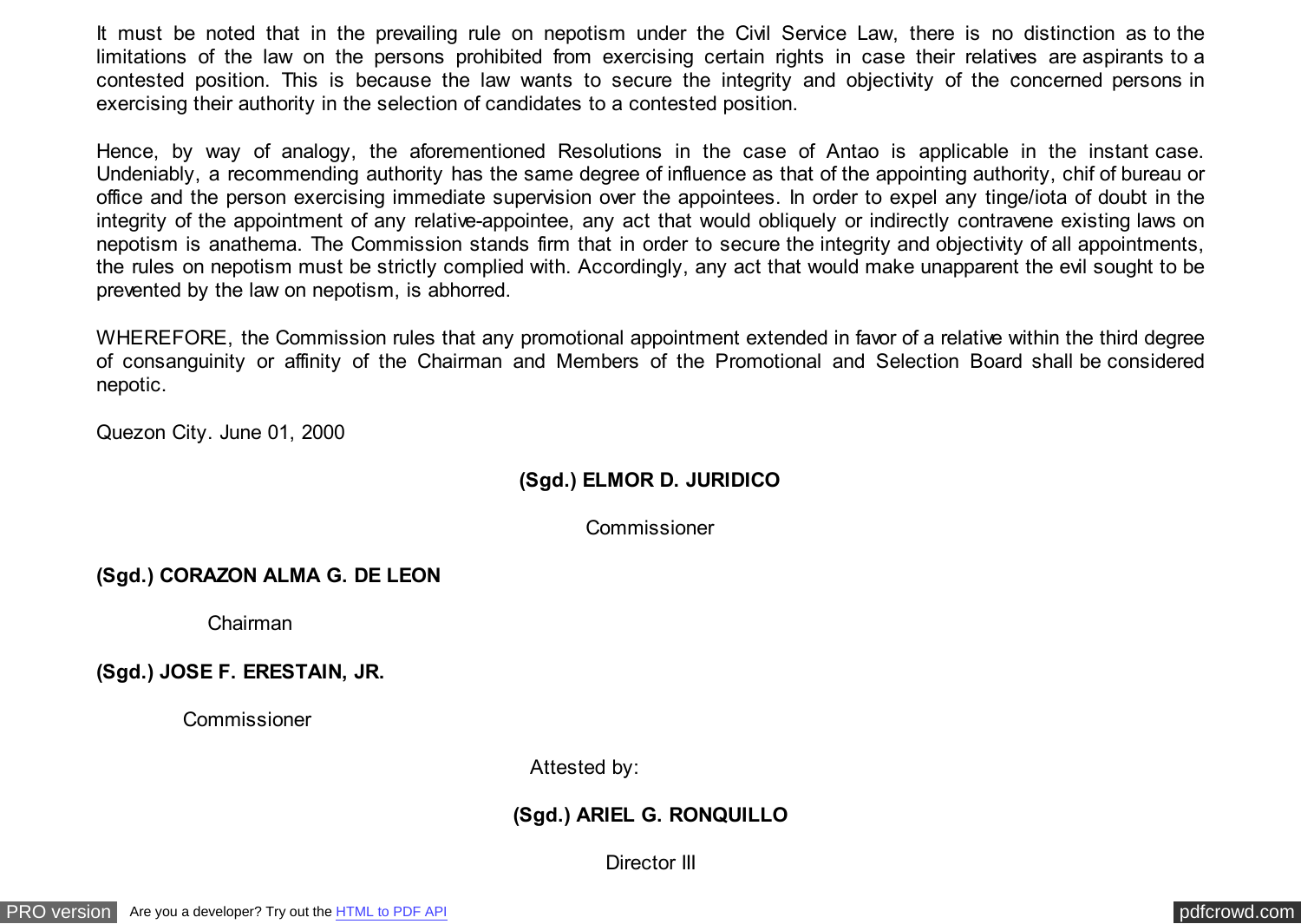It must be noted that in the prevailing rule on nepotism under the Civil Service Law, there is no distinction as to the limitations of the law on the persons prohibited from exercising certain rights in case their relatives are aspirants to a contested position. This is because the law wants to secure the integrity and objectivity of the concerned persons in exercising their authority in the selection of candidates to a contested position.

Hence, by way of analogy, the aforementioned Resolutions in the case of Antao is applicable in the instant case. Undeniably, a recommending authority has the same degree of influence as that of the appointing authority, chif of bureau or office and the person exercising immediate supervision over the appointees. In order to expel any tinge/iota of doubt in the integrity of the appointment of any relative-appointee, any act that would obliquely or indirectly contravene existing laws on nepotism is anathema. The Commission stands firm that in order to secure the integrity and objectivity of all appointments, the rules on nepotism must be strictly complied with. Accordingly, any act that would make unapparent the evil sought to be prevented by the law on nepotism, is abhorred.

WHEREFORE, the Commission rules that any promotional appointment extended in favor of a relative within the third degree of consanguinity or affinity of the Chairman and Members of the Promotional and Selection Board shall be considered nepotic.

Quezon City. June 01, 2000

**(Sgd.) ELMOR D. JURIDICO**

Commissioner

**(Sgd.) CORAZON ALMA G. DE LEON**

Chairman

**(Sgd.) JOSE F. ERESTAIN, JR.**

Commissioner

Attested by:

**(Sgd.) ARIEL G. RONQUILLO**

Director III